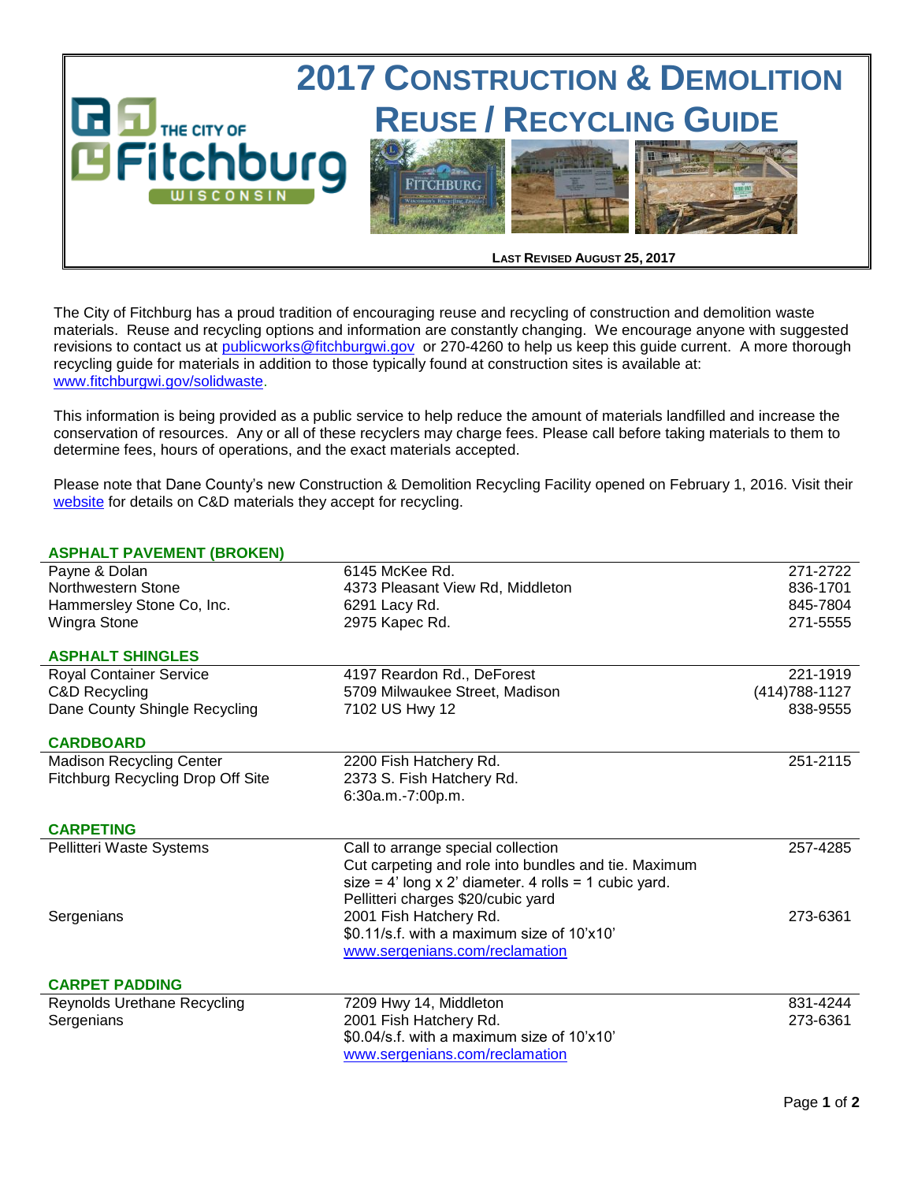# 2017 Construction & Demolition Reuse / Recycling Guide

The City of Fitchburg Wisconsin

**Last Revised August 25, 2017**

The City of Fitchburg has a proud tradition of encouraging reuse and recycling of construction and demolition waste materials. Reuse and recycling options and information are constantly changing. We encourage anyone with suggested revisions to contact us at publicworks@fitchburgwi.gov or 270-4260 to help us keep this guide current. A more thorough recycling guide for materials in addition to those typically found at construction sites is available at: www.fitchburgwi.gov/solidwaste.

This information is being provided as a public service to help reduce the amount of materials landfilled and increase the conservation of resources. Any or all of these recyclers may charge fees. Please call before taking materials to them to determine fees, hours of operations, and the exact materials accepted.

Please note that Dane County's new Construction & Demolition Recycling Facility opened on February 1, 2016. Visit their website for details on C&D materials they accept for recycling.

### ASPHALT PAVEMENT (BROKEN)

| | | |
|---|---|---|
| Payne & Dolan | 6145 McKee Rd. | 271-2722 |
| Northwestern Stone | 4373 Pleasant View Rd, Middleton | 836-1701 |
| Hammersley Stone Co, Inc. | 6291 Lacy Rd. | 845-7804 |
| Wingra Stone | 2975 Kapec Rd. | 271-5555 |

### ASPHALT SHINGLES

| | | |
|---|---|---|
| Royal Container Service | 4197 Reardon Rd., DeForest | 221-1919 |
| C&D Recycling | 5709 Milwaukee Street, Madison | (414)788-1127 |
| Dane County Shingle Recycling | 7102 US Hwy 12 | 838-9555 |

### CARDBOARD

| | | |
|---|---|---|
| Madison Recycling Center | 2200 Fish Hatchery Rd. | 251-2115 |
| Fitchburg Recycling Drop Off Site | 2373 S. Fish Hatchery Rd.<br>6:30a.m.-7:00p.m. | |

### CARPETING

| | | |
|---|---|---|
| Pellitteri Waste Systems | Call to arrange special collection<br>Cut carpeting and role into bundles and tie. Maximum size = 4' long x 2' diameter. 4 rolls = 1 cubic yard.<br>Pellitteri charges $20/cubic yard | 257-4285 |
| Sergenians | 2001 Fish Hatchery Rd.<br>$0.11/s.f. with a maximum size of 10'x10'<br>www.sergenians.com/reclamation | 273-6361 |

### CARPET PADDING

| | | |
|---|---|---|
| Reynolds Urethane Recycling | 7209 Hwy 14, Middleton | 831-4244 |
| Sergenians | 2001 Fish Hatchery Rd.<br>$0.04/s.f. with a maximum size of 10'x10'<br>www.sergenians.com/reclamation | 273-6361 |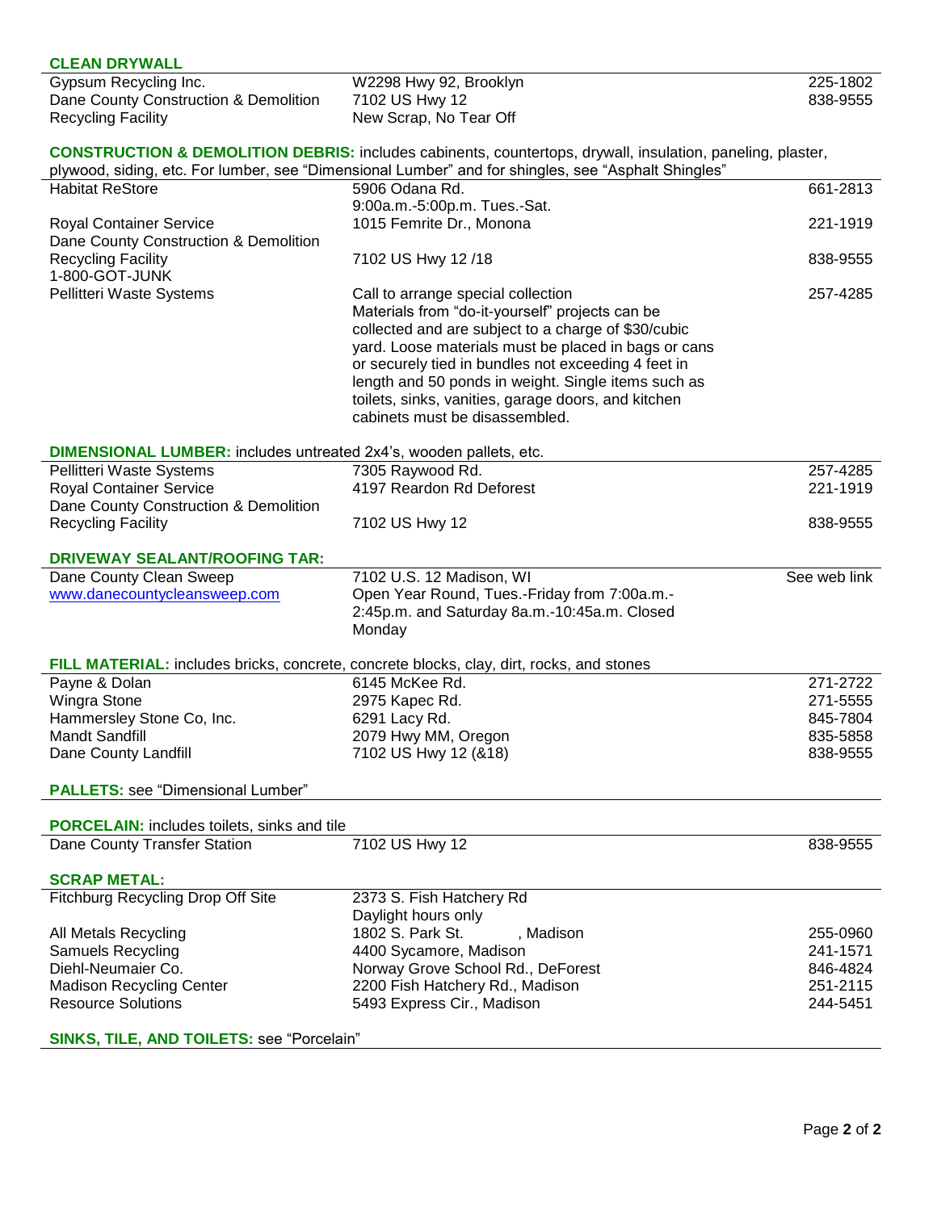**CLEAN DRYWALL**

| | | |
|---|---|---|
| Gypsum Recycling Inc. | W2298 Hwy 92, Brooklyn | 225-1802 |
| Dane County Construction & Demolition Recycling Facility | 7102 US Hwy 12<br>New Scrap, No Tear Off | 838-9555 |

**CONSTRUCTION & DEMOLITION DEBRIS:** includes cabinents, countertops, drywall, insulation, paneling, plaster, plywood, siding, etc. For lumber, see "Dimensional Lumber" and for shingles, see "Asphalt Shingles"

| | | |
|---|---|---|
| Habitat ReStore | 5906 Odana Rd.<br>9:00a.m.-5:00p.m. Tues.-Sat. | 661-2813 |
| Royal Container Service | 1015 Femrite Dr., Monona | 221-1919 |
| Dane County Construction & Demolition Recycling Facility | 7102 US Hwy 12 /18 | 838-9555 |
| 1-800-GOT-JUNK | | |
| Pellitteri Waste Systems | Call to arrange special collection<br>Materials from "do-it-yourself" projects can be collected and are subject to a charge of $30/cubic yard. Loose materials must be placed in bags or cans or securely tied in bundles not exceeding 4 feet in length and 50 ponds in weight. Single items such as toilets, sinks, vanities, garage doors, and kitchen cabinets must be disassembled. | 257-4285 |

**DIMENSIONAL LUMBER:** includes untreated 2x4's, wooden pallets, etc.

| | | |
|---|---|---|
| Pellitteri Waste Systems | 7305 Raywood Rd. | 257-4285 |
| Royal Container Service | 4197 Reardon Rd Deforest | 221-1919 |
| Dane County Construction & Demolition Recycling Facility | 7102 US Hwy 12 | 838-9555 |

**DRIVEWAY SEALANT/ROOFING TAR:**

| | | |
|---|---|---|
| Dane County Clean Sweep<br>www.danecountycleansweep.com | 7102 U.S. 12 Madison, WI<br>Open Year Round, Tues.-Friday from 7:00a.m.-2:45p.m. and Saturday 8a.m.-10:45a.m. Closed Monday | See web link |

**FILL MATERIAL:** includes bricks, concrete, concrete blocks, clay, dirt, rocks, and stones

| | | |
|---|---|---|
| Payne & Dolan | 6145 McKee Rd. | 271-2722 |
| Wingra Stone | 2975 Kapec Rd. | 271-5555 |
| Hammersley Stone Co, Inc. | 6291 Lacy Rd. | 845-7804 |
| Mandt Sandfill | 2079 Hwy MM, Oregon | 835-5858 |
| Dane County Landfill | 7102 US Hwy 12 (&18) | 838-9555 |

**PALLETS:** see "Dimensional Lumber"

**PORCELAIN:** includes toilets, sinks and tile

| | | |
|---|---|---|
| Dane County Transfer Station | 7102 US Hwy 12 | 838-9555 |

**SCRAP METAL:**

| | | |
|---|---|---|
| Fitchburg Recycling Drop Off Site | 2373 S. Fish Hatchery Rd<br>Daylight hours only | |
| All Metals Recycling | 1802 S. Park St. , Madison | 255-0960 |
| Samuels Recycling | 4400 Sycamore, Madison | 241-1571 |
| Diehl-Neumaier Co. | Norway Grove School Rd., DeForest | 846-4824 |
| Madison Recycling Center | 2200 Fish Hatchery Rd., Madison | 251-2115 |
| Resource Solutions | 5493 Express Cir., Madison | 244-5451 |

**SINKS, TILE, AND TOILETS:** see "Porcelain"